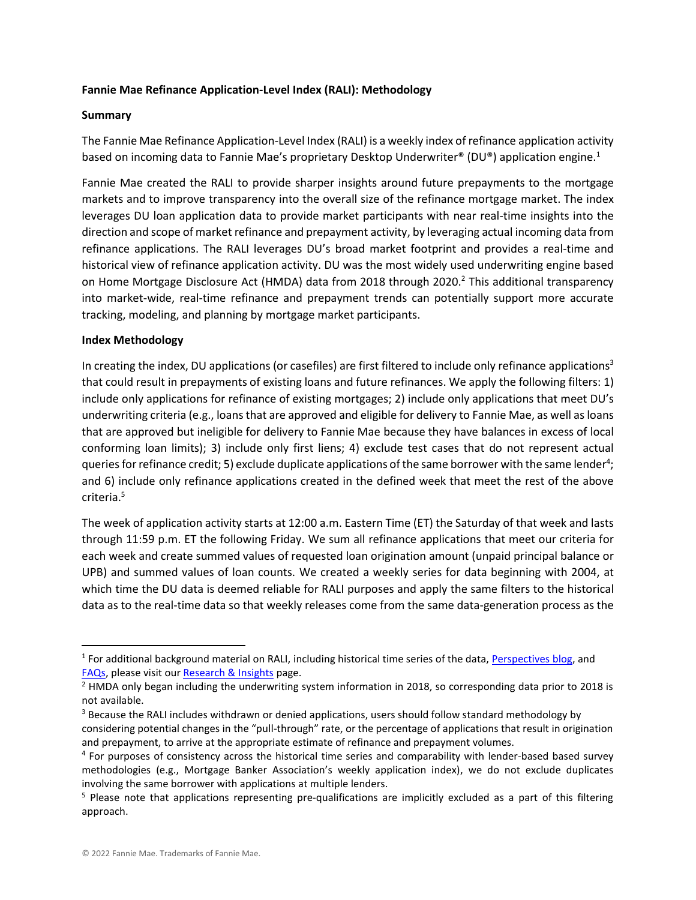**Fannie Mae Refinance Application-Level Index (RALI): Methodology**

**Summary**

The Fannie Mae Refinance Application-Level Index (RALI) is a weekly index of refinance application activity based on incoming data to Fannie Mae's proprietary Desktop Underwriter® (DU®) application engine.[1]

Fannie Mae created the RALI to provide sharper insights around future prepayments to the mortgage markets and to improve transparency into the overall size of the refinance mortgage market. The index leverages DU loan application data to provide market participants with near real-time insights into the direction and scope of market refinance and prepayment activity, by leveraging actual incoming data from refinance applications. The RALI leverages DU's broad market footprint and provides a real-time and historical view of refinance application activity. DU was the most widely used underwriting engine based on Home Mortgage Disclosure Act (HMDA) data from 2018 through 2020.[2] This additional transparency into market-wide, real-time refinance and prepayment trends can potentially support more accurate tracking, modeling, and planning by mortgage market participants.

**Index Methodology**

In creating the index, DU applications (or casefiles) are first filtered to include only refinance applications[3] that could result in prepayments of existing loans and future refinances. We apply the following filters: 1) include only applications for refinance of existing mortgages; 2) include only applications that meet DU's underwriting criteria (e.g., loans that are approved and eligible for delivery to Fannie Mae, as well as loans that are approved but ineligible for delivery to Fannie Mae because they have balances in excess of local conforming loan limits); 3) include only first liens; 4) exclude test cases that do not represent actual queries for refinance credit; 5) exclude duplicate applications of the same borrower with the same lender[4]; and 6) include only refinance applications created in the defined week that meet the rest of the above criteria.[5]

The week of application activity starts at 12:00 a.m. Eastern Time (ET) the Saturday of that week and lasts through 11:59 p.m. ET the following Friday. We sum all refinance applications that meet our criteria for each week and create summed values of requested loan origination amount (unpaid principal balance or UPB) and summed values of loan counts. We created a weekly series for data beginning with 2004, at which time the DU data is deemed reliable for RALI purposes and apply the same filters to the historical data as to the real-time data so that weekly releases come from the same data-generation process as the

---

[1] For additional background material on RALI, including historical time series of the data, Perspectives blog, and FAQs, please visit our Research & Insights page.

[2] HMDA only began including the underwriting system information in 2018, so corresponding data prior to 2018 is not available.

[3] Because the RALI includes withdrawn or denied applications, users should follow standard methodology by considering potential changes in the "pull-through" rate, or the percentage of applications that result in origination and prepayment, to arrive at the appropriate estimate of refinance and prepayment volumes.

[4] For purposes of consistency across the historical time series and comparability with lender-based based survey methodologies (e.g., Mortgage Banker Association's weekly application index), we do not exclude duplicates involving the same borrower with applications at multiple lenders.

[5] Please note that applications representing pre-qualifications are implicitly excluded as a part of this filtering approach.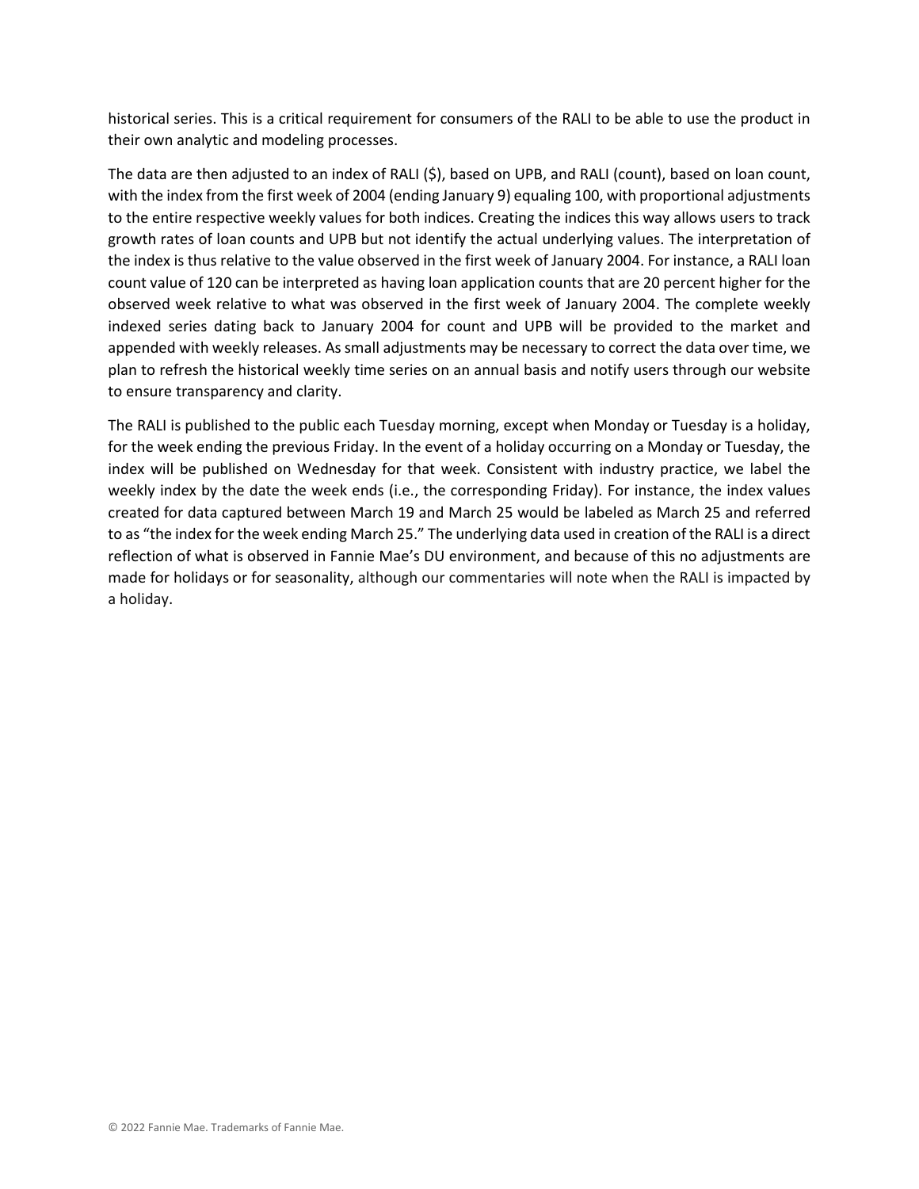historical series. This is a critical requirement for consumers of the RALI to be able to use the product in their own analytic and modeling processes.

The data are then adjusted to an index of RALI ($), based on UPB, and RALI (count), based on loan count, with the index from the first week of 2004 (ending January 9) equaling 100, with proportional adjustments to the entire respective weekly values for both indices. Creating the indices this way allows users to track growth rates of loan counts and UPB but not identify the actual underlying values. The interpretation of the index is thus relative to the value observed in the first week of January 2004. For instance, a RALI loan count value of 120 can be interpreted as having loan application counts that are 20 percent higher for the observed week relative to what was observed in the first week of January 2004. The complete weekly indexed series dating back to January 2004 for count and UPB will be provided to the market and appended with weekly releases. As small adjustments may be necessary to correct the data over time, we plan to refresh the historical weekly time series on an annual basis and notify users through our website to ensure transparency and clarity.

The RALI is published to the public each Tuesday morning, except when Monday or Tuesday is a holiday, for the week ending the previous Friday. In the event of a holiday occurring on a Monday or Tuesday, the index will be published on Wednesday for that week. Consistent with industry practice, we label the weekly index by the date the week ends (i.e., the corresponding Friday). For instance, the index values created for data captured between March 19 and March 25 would be labeled as March 25 and referred to as "the index for the week ending March 25." The underlying data used in creation of the RALI is a direct reflection of what is observed in Fannie Mae's DU environment, and because of this no adjustments are made for holidays or for seasonality, although our commentaries will note when the RALI is impacted by a holiday.

© 2022 Fannie Mae. Trademarks of Fannie Mae.